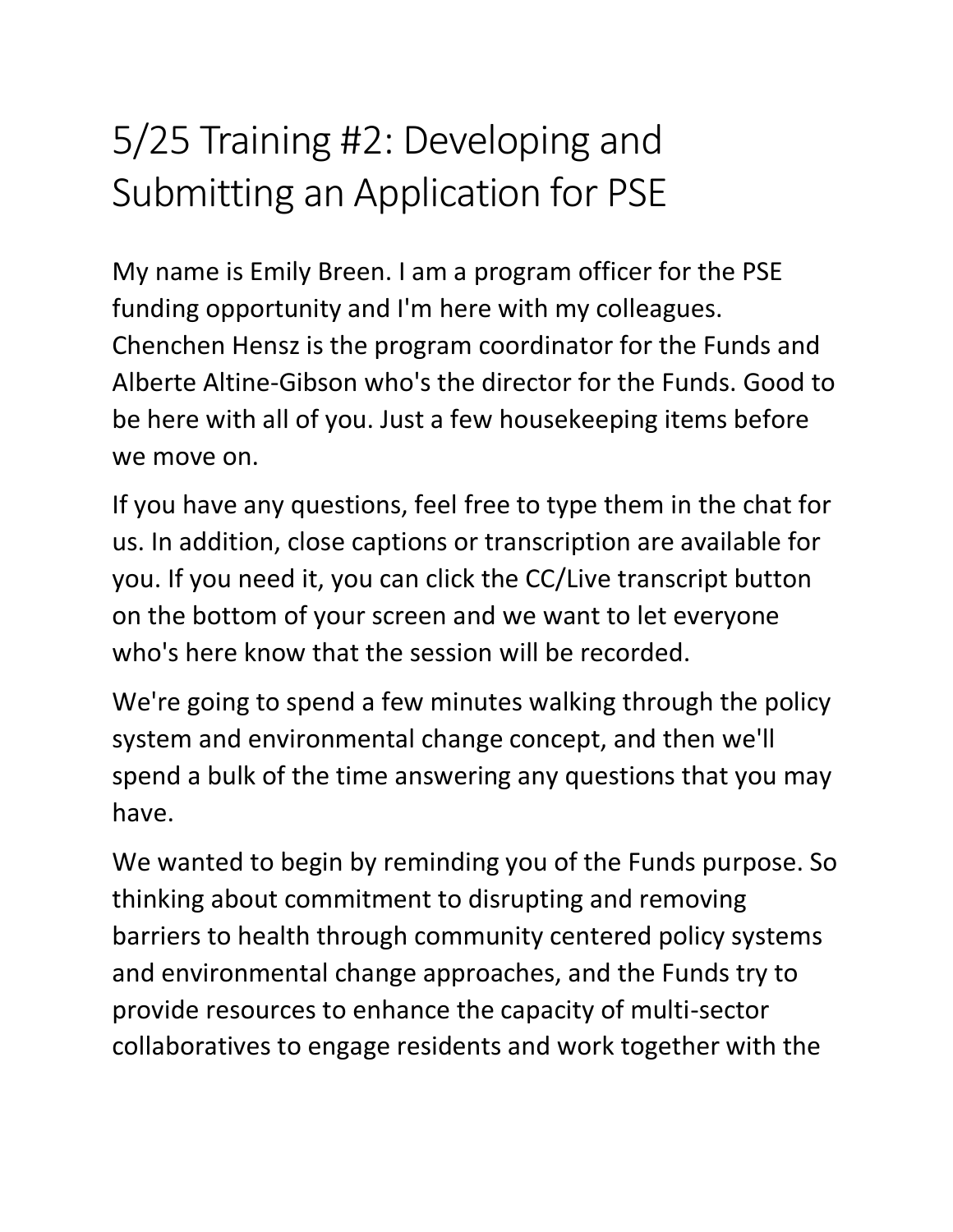# 5/25 Training #2: Developing and Submitting an Application for PSE

My name is Emily Breen. I am a program officer for the PSE funding opportunity and I'm here with my colleagues. Chenchen Hensz is the program coordinator for the Funds and Alberte Altine-Gibson who's the director for the Funds. Good to be here with all of you. Just a few housekeeping items before we move on.

If you have any questions, feel free to type them in the chat for us. In addition, close captions or transcription are available for you. If you need it, you can click the CC/Live transcript button on the bottom of your screen and we want to let everyone who's here know that the session will be recorded.

We're going to spend a few minutes walking through the policy system and environmental change concept, and then we'll spend a bulk of the time answering any questions that you may have.

We wanted to begin by reminding you of the Funds purpose. So thinking about commitment to disrupting and removing barriers to health through community centered policy systems and environmental change approaches, and the Funds try to provide resources to enhance the capacity of multi-sector collaboratives to engage residents and work together with the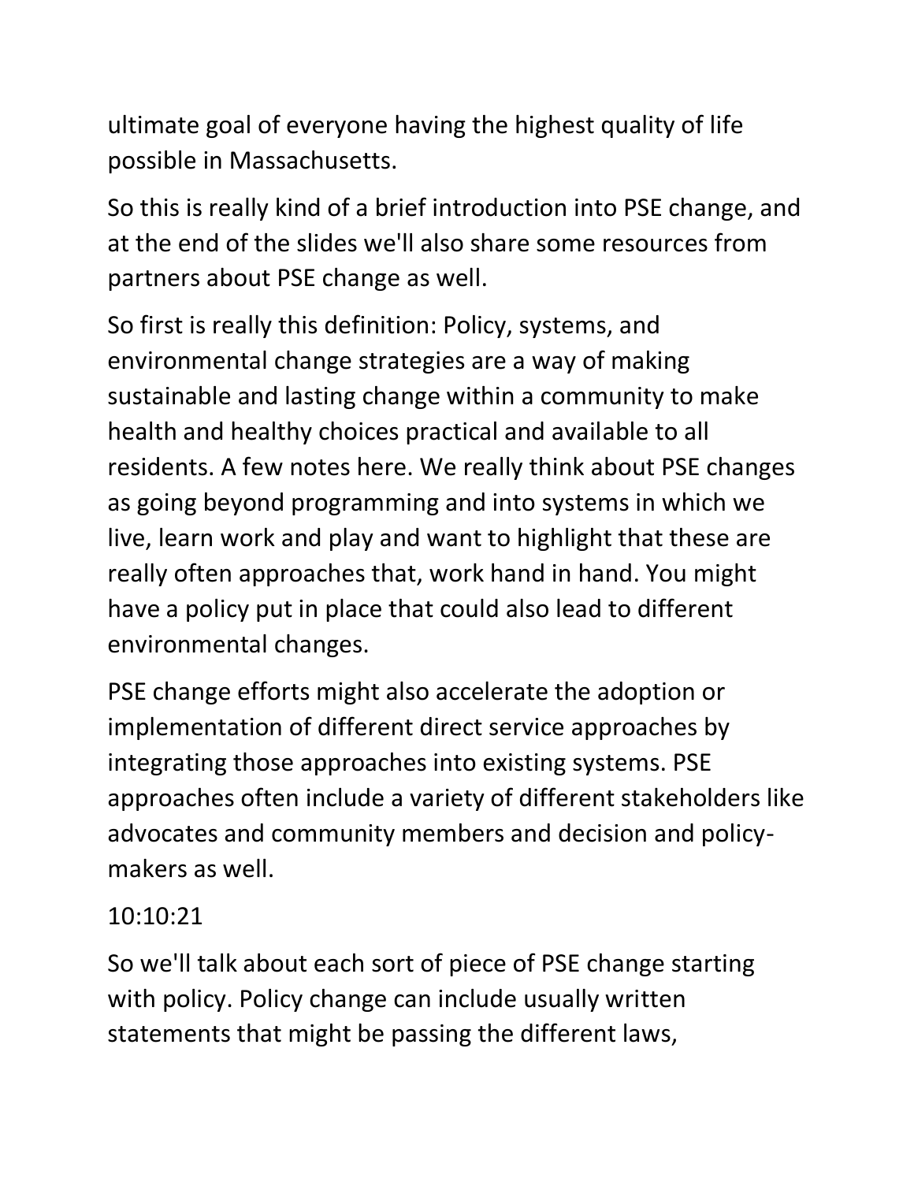ultimate goal of everyone having the highest quality of life possible in Massachusetts.

So this is really kind of a brief introduction into PSE change, and at the end of the slides we'll also share some resources from partners about PSE change as well.

So first is really this definition: Policy, systems, and environmental change strategies are a way of making sustainable and lasting change within a community to make health and healthy choices practical and available to all residents. A few notes here. We really think about PSE changes as going beyond programming and into systems in which we live, learn work and play and want to highlight that these are really often approaches that, work hand in hand. You might have a policy put in place that could also lead to different environmental changes.

PSE change efforts might also accelerate the adoption or implementation of different direct service approaches by integrating those approaches into existing systems. PSE approaches often include a variety of different stakeholders like advocates and community members and decision and policy-makers as well.

10:10:21

So we'll talk about each sort of piece of PSE change starting with policy. Policy change can include usually written statements that might be passing the different laws,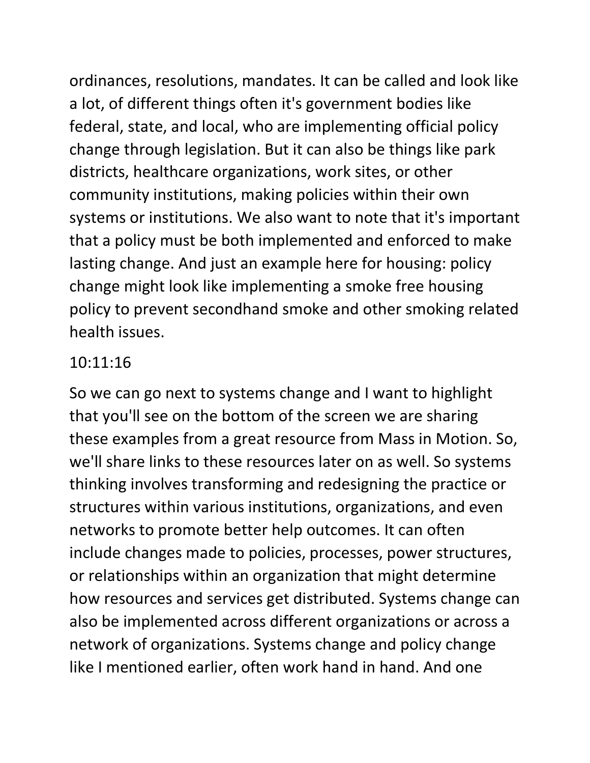ordinances, resolutions, mandates. It can be called and look like a lot, of different things often it's government bodies like federal, state, and local, who are implementing official policy change through legislation. But it can also be things like park districts, healthcare organizations, work sites, or other community institutions, making policies within their own systems or institutions. We also want to note that it's important that a policy must be both implemented and enforced to make lasting change. And just an example here for housing: policy change might look like implementing a smoke free housing policy to prevent secondhand smoke and other smoking related health issues.

10:11:16

So we can go next to systems change and I want to highlight that you'll see on the bottom of the screen we are sharing these examples from a great resource from Mass in Motion. So, we'll share links to these resources later on as well. So systems thinking involves transforming and redesigning the practice or structures within various institutions, organizations, and even networks to promote better help outcomes. It can often include changes made to policies, processes, power structures, or relationships within an organization that might determine how resources and services get distributed. Systems change can also be implemented across different organizations or across a network of organizations. Systems change and policy change like I mentioned earlier, often work hand in hand. And one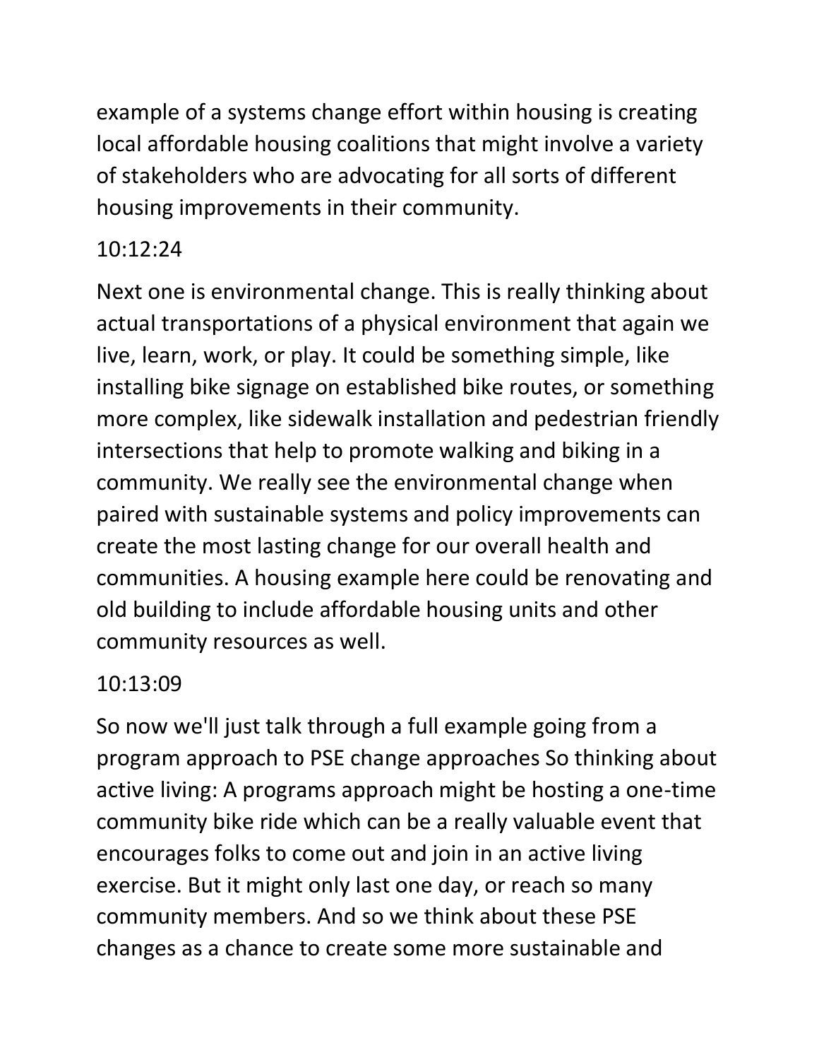example of a systems change effort within housing is creating local affordable housing coalitions that might involve a variety of stakeholders who are advocating for all sorts of different housing improvements in their community.

10:12:24

Next one is environmental change. This is really thinking about actual transportations of a physical environment that again we live, learn, work, or play. It could be something simple, like installing bike signage on established bike routes, or something more complex, like sidewalk installation and pedestrian friendly intersections that help to promote walking and biking in a community. We really see the environmental change when paired with sustainable systems and policy improvements can create the most lasting change for our overall health and communities. A housing example here could be renovating and old building to include affordable housing units and other community resources as well.

10:13:09

So now we'll just talk through a full example going from a program approach to PSE change approaches So thinking about active living: A programs approach might be hosting a one-time community bike ride which can be a really valuable event that encourages folks to come out and join in an active living exercise. But it might only last one day, or reach so many community members. And so we think about these PSE changes as a chance to create some more sustainable and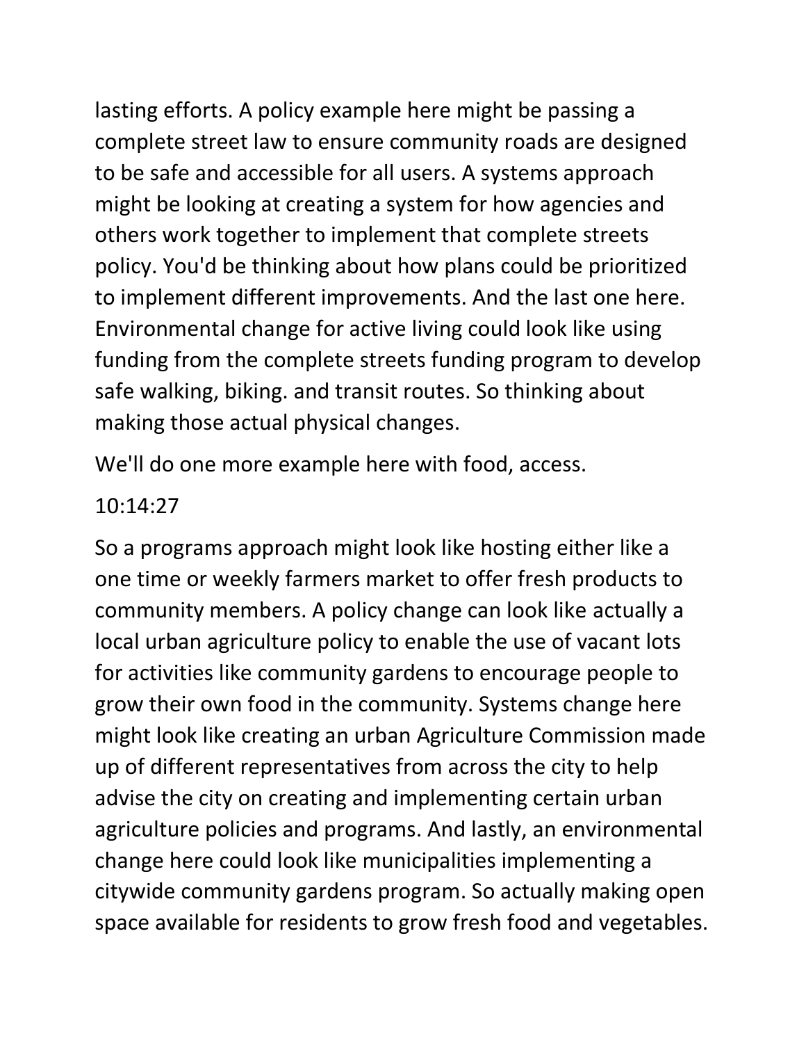lasting efforts. A policy example here might be passing a complete street law to ensure community roads are designed to be safe and accessible for all users. A systems approach might be looking at creating a system for how agencies and others work together to implement that complete streets policy. You'd be thinking about how plans could be prioritized to implement different improvements. And the last one here. Environmental change for active living could look like using funding from the complete streets funding program to develop safe walking, biking. and transit routes. So thinking about making those actual physical changes.

We'll do one more example here with food, access.

10:14:27

So a programs approach might look like hosting either like a one time or weekly farmers market to offer fresh products to community members. A policy change can look like actually a local urban agriculture policy to enable the use of vacant lots for activities like community gardens to encourage people to grow their own food in the community. Systems change here might look like creating an urban Agriculture Commission made up of different representatives from across the city to help advise the city on creating and implementing certain urban agriculture policies and programs. And lastly, an environmental change here could look like municipalities implementing a citywide community gardens program. So actually making open space available for residents to grow fresh food and vegetables.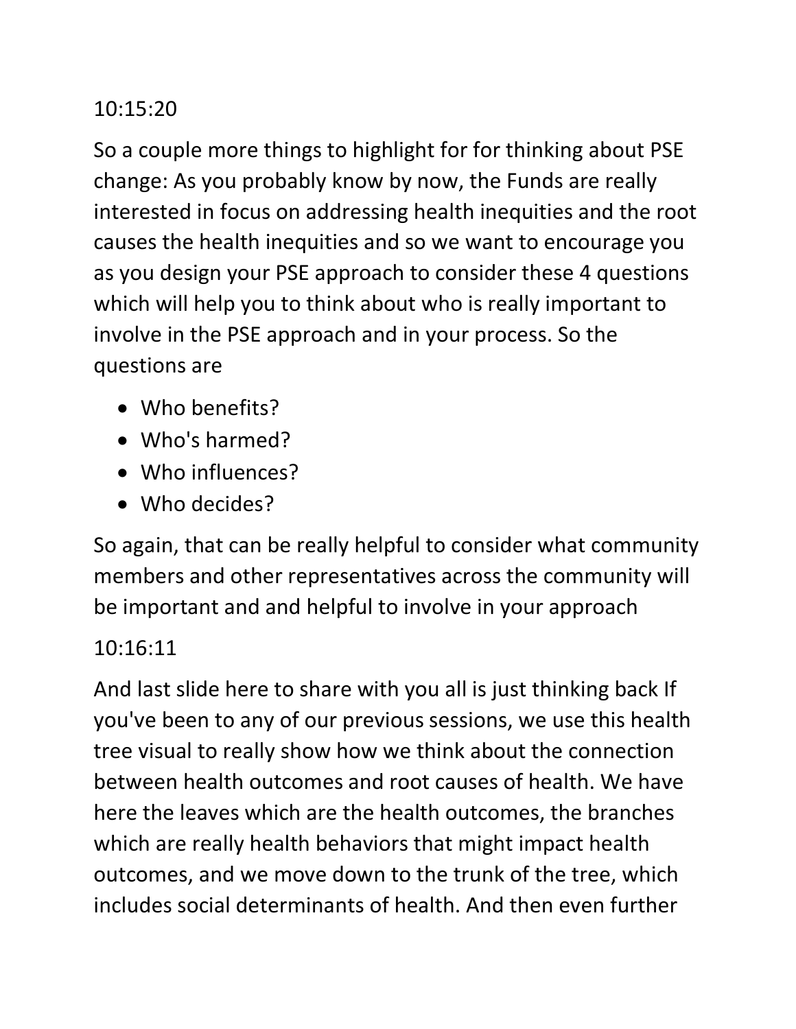10:15:20

So a couple more things to highlight for for thinking about PSE change: As you probably know by now, the Funds are really interested in focus on addressing health inequities and the root causes the health inequities and so we want to encourage you as you design your PSE approach to consider these 4 questions which will help you to think about who is really important to involve in the PSE approach and in your process. So the questions are

- Who benefits?
- Who's harmed?
- Who influences?
- Who decides?

So again, that can be really helpful to consider what community members and other representatives across the community will be important and and helpful to involve in your approach

10:16:11

And last slide here to share with you all is just thinking back If you've been to any of our previous sessions, we use this health tree visual to really show how we think about the connection between health outcomes and root causes of health. We have here the leaves which are the health outcomes, the branches which are really health behaviors that might impact health outcomes, and we move down to the trunk of the tree, which includes social determinants of health. And then even further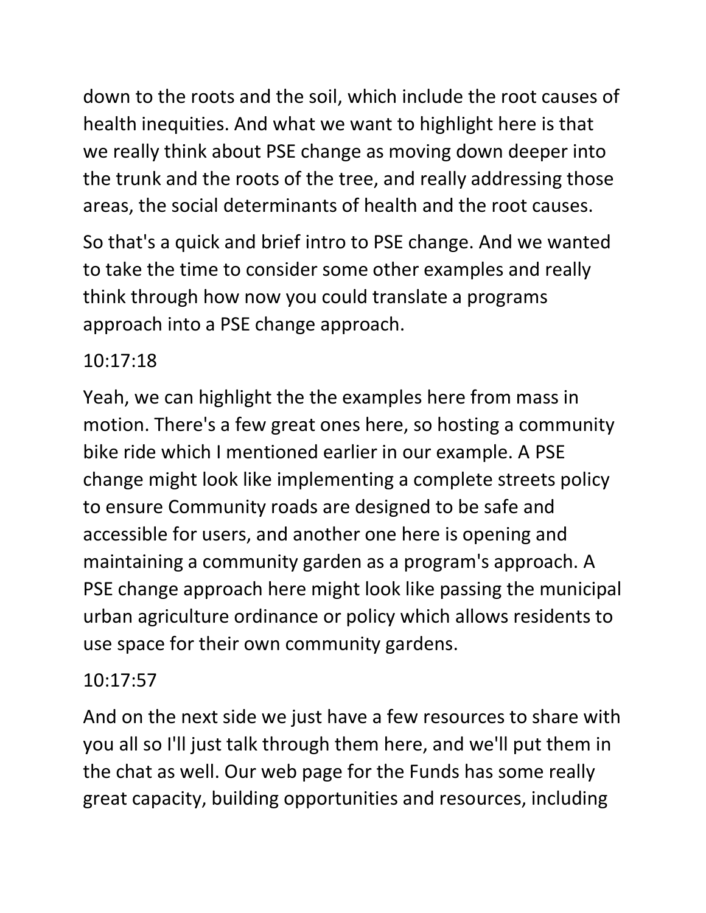down to the roots and the soil, which include the root causes of health inequities. And what we want to highlight here is that we really think about PSE change as moving down deeper into the trunk and the roots of the tree, and really addressing those areas, the social determinants of health and the root causes.

So that's a quick and brief intro to PSE change. And we wanted to take the time to consider some other examples and really think through how now you could translate a programs approach into a PSE change approach.

10:17:18

Yeah, we can highlight the the examples here from mass in motion. There's a few great ones here, so hosting a community bike ride which I mentioned earlier in our example. A PSE change might look like implementing a complete streets policy to ensure Community roads are designed to be safe and accessible for users, and another one here is opening and maintaining a community garden as a program's approach. A PSE change approach here might look like passing the municipal urban agriculture ordinance or policy which allows residents to use space for their own community gardens.

10:17:57

And on the next side we just have a few resources to share with you all so I'll just talk through them here, and we'll put them in the chat as well. Our web page for the Funds has some really great capacity, building opportunities and resources, including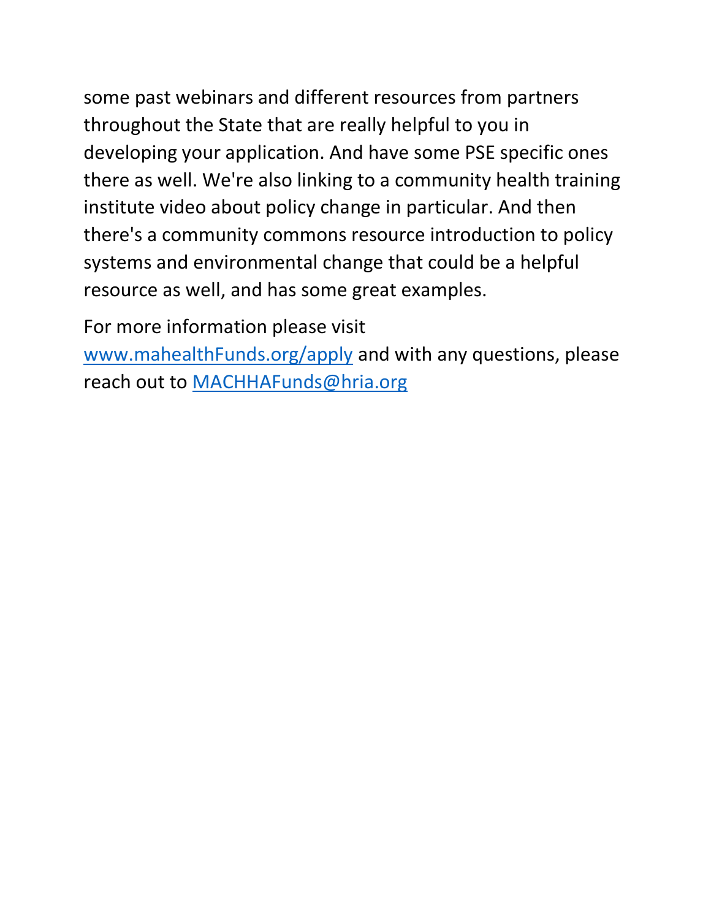some past webinars and different resources from partners throughout the State that are really helpful to you in developing your application. And have some PSE specific ones there as well. We're also linking to a community health training institute video about policy change in particular. And then there's a community commons resource introduction to policy systems and environmental change that could be a helpful resource as well, and has some great examples.

For more information please visit [www.mahealthFunds.org/apply](www.mahealthFunds.org/apply) and with any questions, please reach out to [MACHHAFunds@hria.org](mailto:MACHHAFunds@hria.org)